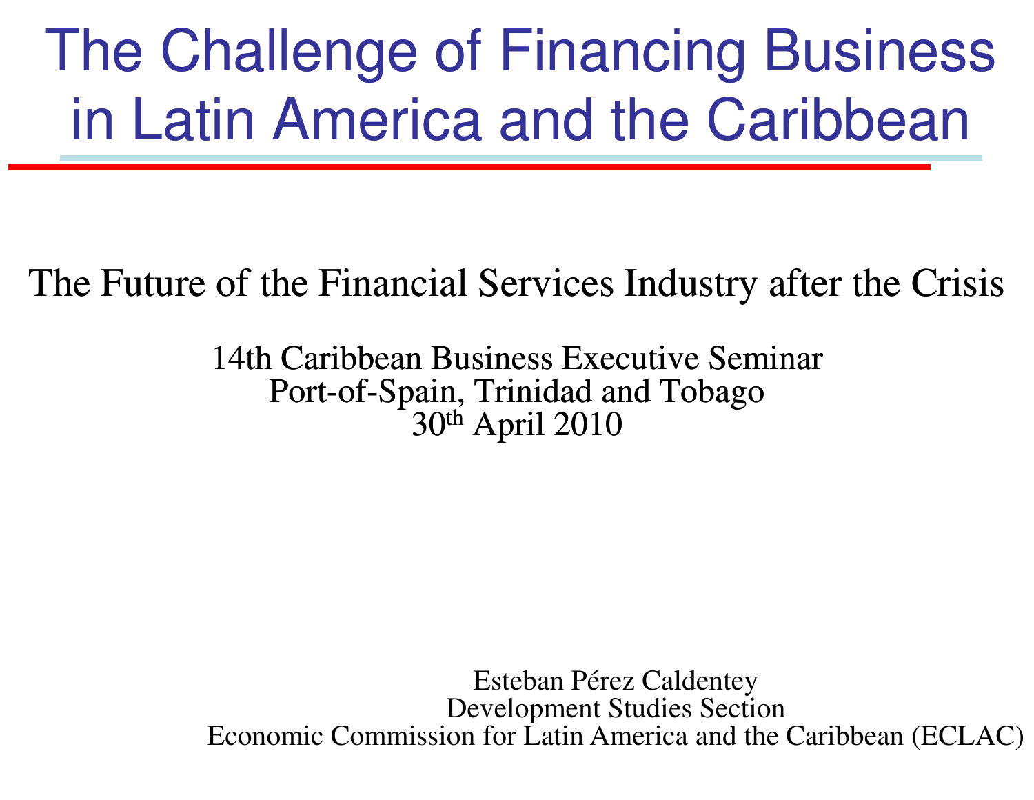# The Challenge of Financing Business in Latin America and the Caribbean

The Future of the Financial Services Industry after the Crisis

14th Caribbean Business Executive Seminar
Port-of-Spain, Trinidad and Tobago
30th April 2010

Esteban Pérez Caldentey
Development Studies Section
Economic Commission for Latin America and the Caribbean (ECLAC)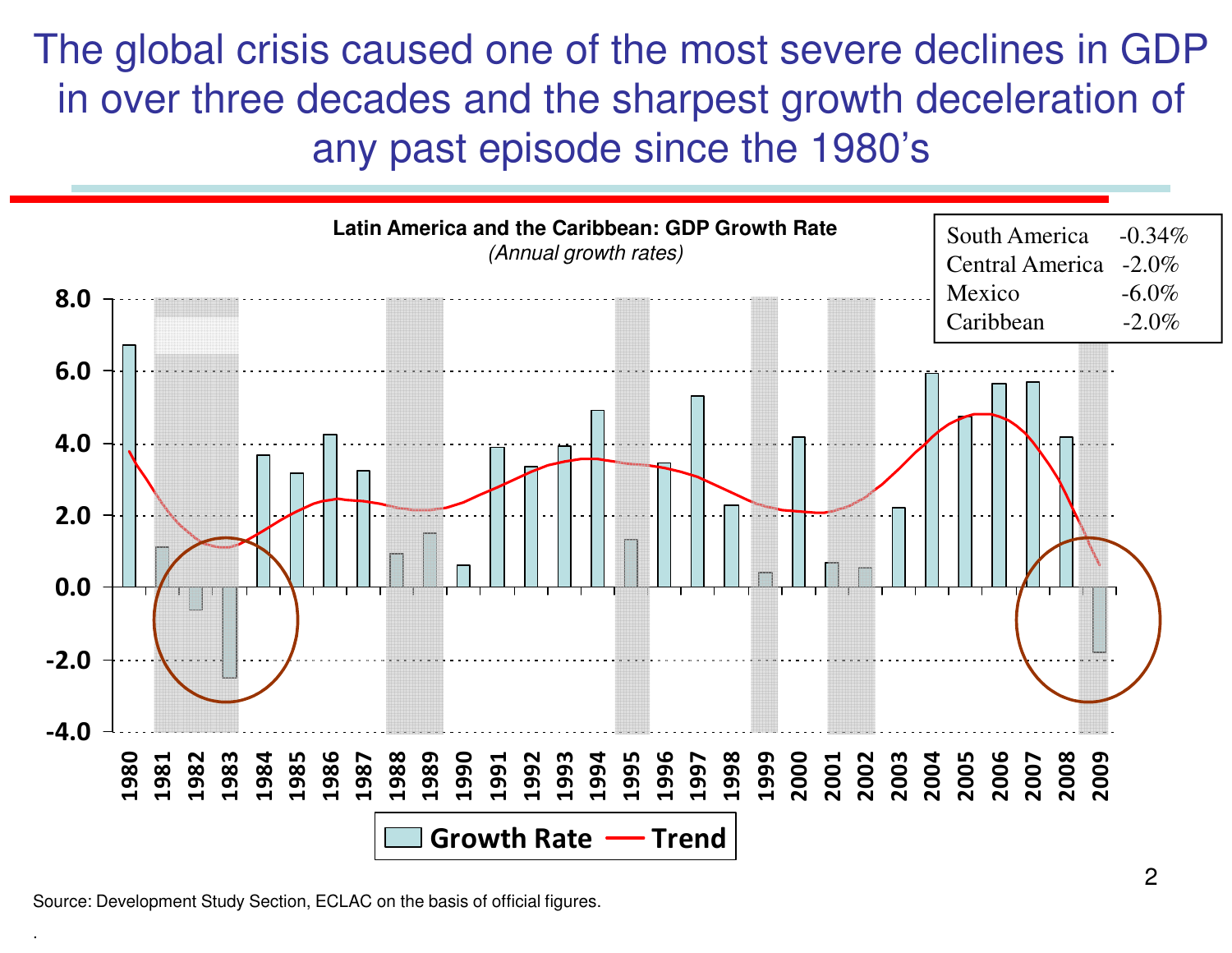# The global crisis caused one of the most severe declines in GDP in over three decades and the sharpest growth deceleration of any past episode since the 1980's

**Latin America and the Caribbean: GDP Growth Rate**

*(Annual growth rates)*

| Region | Growth |
|---|---|
| South America | -0.34% |
| Central America | -2.0% |
| Mexico | -6.0% |
| Caribbean | -2.0% |

Growth Rate — Trend

Source: Development Study Section, ECLAC on the basis of official figures.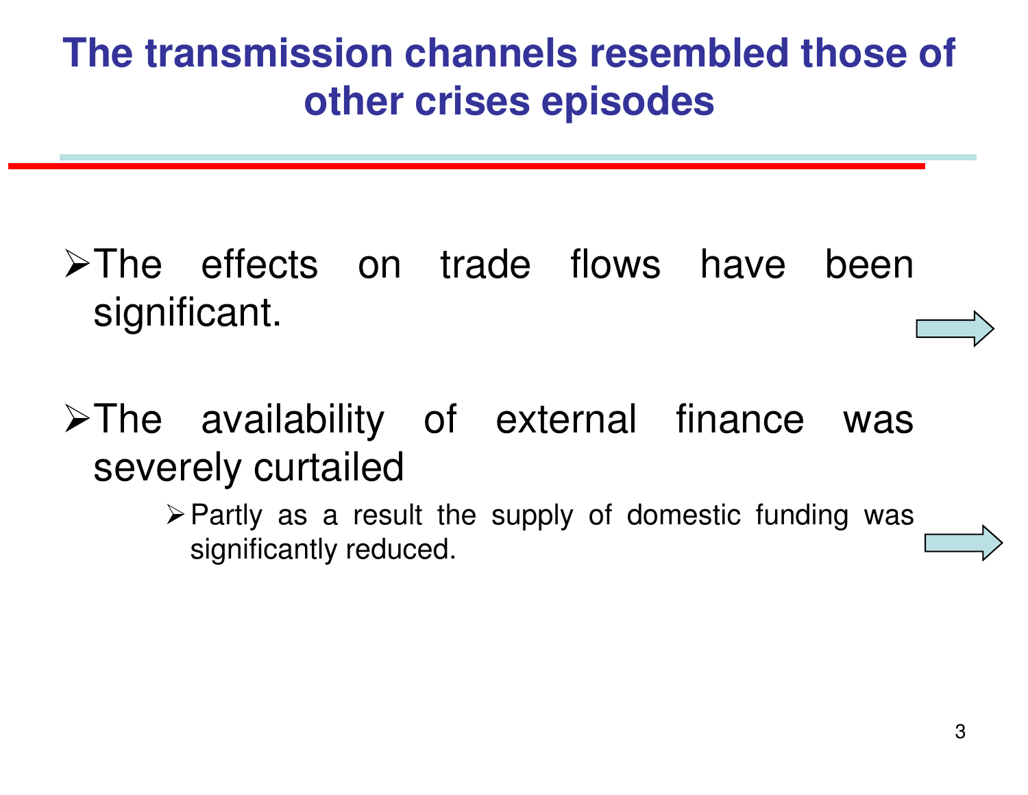# The transmission channels resembled those of other crises episodes

- The effects on trade flows have been significant.
- The availability of external finance was severely curtailed
  - Partly as a result the supply of domestic funding was significantly reduced.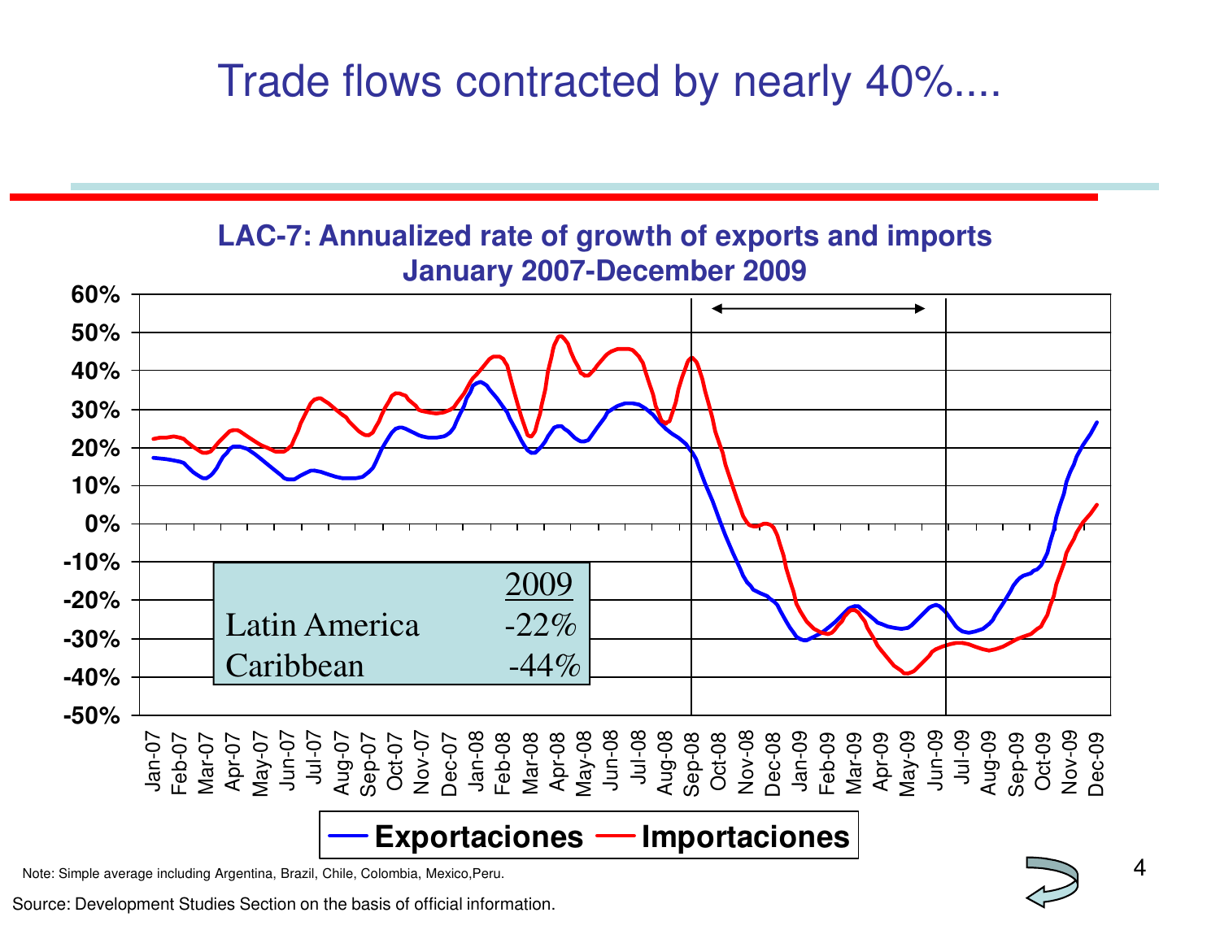# Trade flows contracted by nearly 40%....

**LAC-7: Annualized rate of growth of exports and imports January 2007-December 2009**

| | 2009 |
|---|---|
| Latin America | -22% |
| Caribbean | -44% |

Exportaciones — Importaciones

Note: Simple average including Argentina, Brazil, Chile, Colombia, Mexico,Peru.

Source: Development Studies Section on the basis of official information.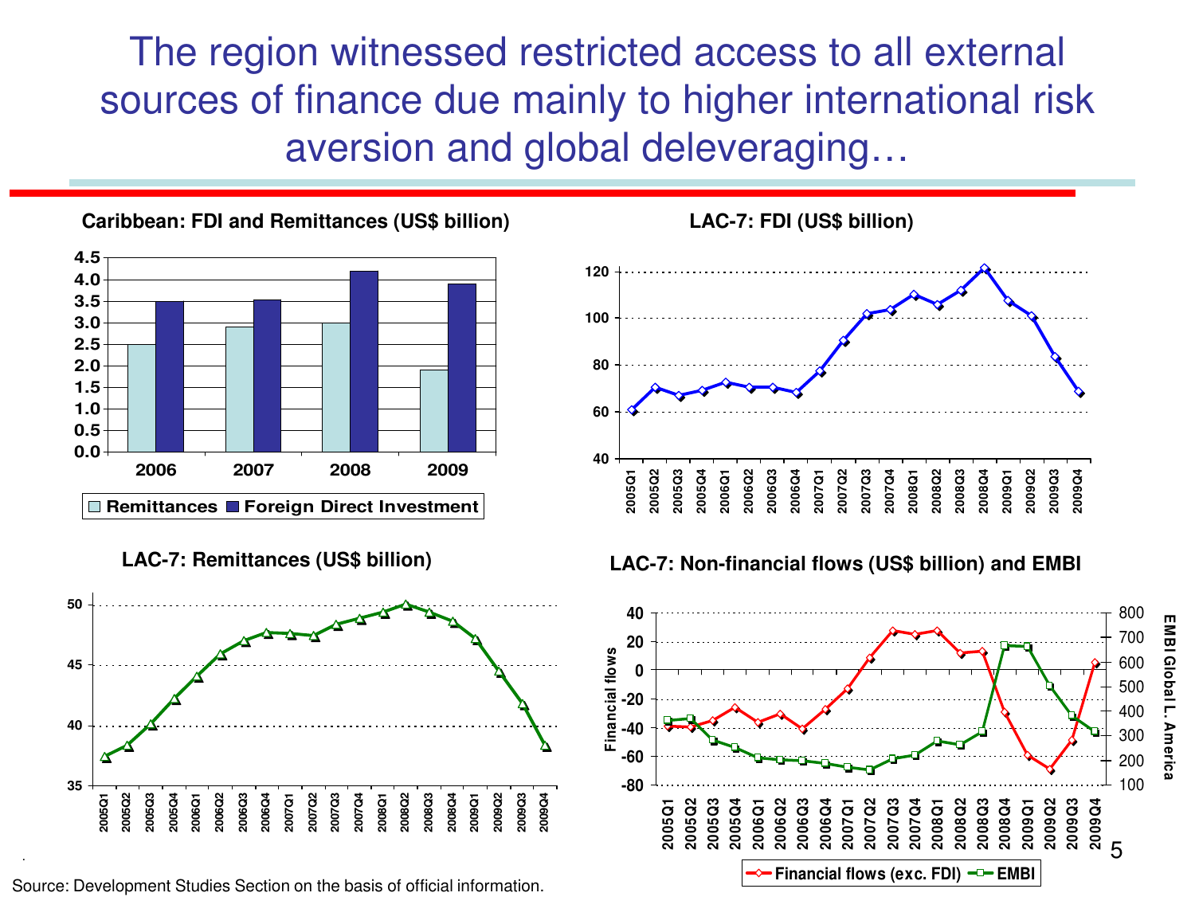# The region witnessed restricted access to all external sources of finance due mainly to higher international risk aversion and global deleveraging…

**Caribbean: FDI and Remittances (US$ billion)**

**LAC-7: FDI (US$ billion)**

**LAC-7: Remittances (US$ billion)**

**LAC-7: Non-financial flows (US$ billion) and EMBI**

Source: Development Studies Section on the basis of official information.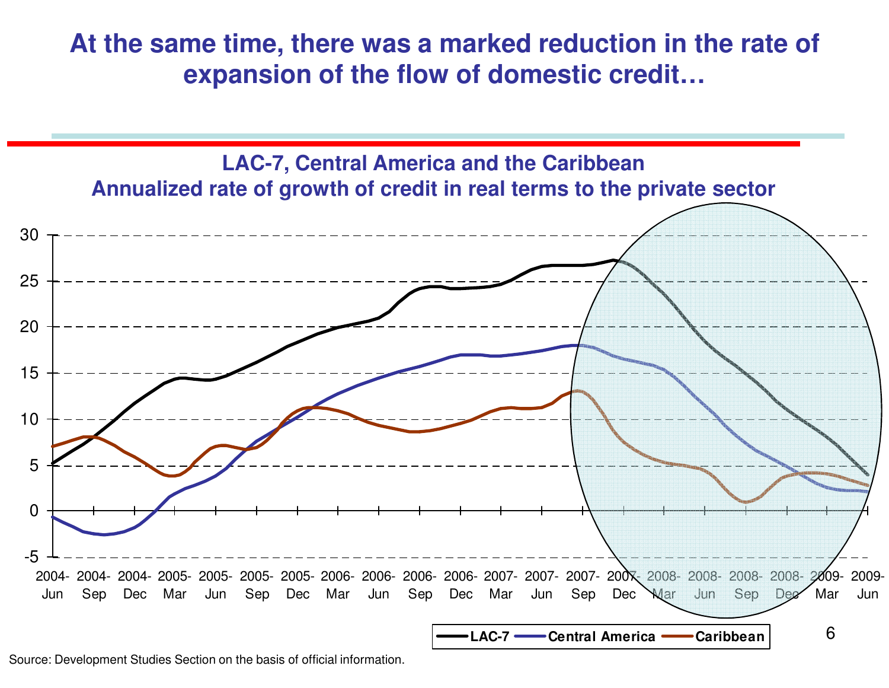# At the same time, there was a marked reduction in the rate of expansion of the flow of domestic credit…

## LAC-7, Central America and the Caribbean
## Annualized rate of growth of credit in real terms to the private sector

Source: Development Studies Section on the basis of official information.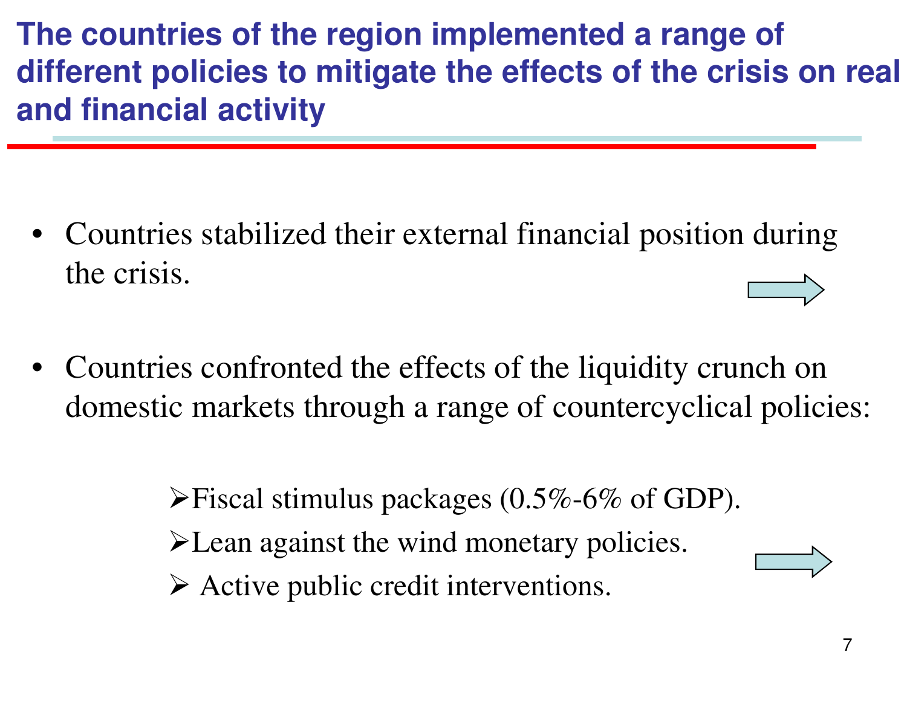# The countries of the region implemented a range of different policies to mitigate the effects of the crisis on real and financial activity

- Countries stabilized their external financial position during the crisis.

- Countries confronted the effects of the liquidity crunch on domestic markets through a range of countercyclical policies:

    - Fiscal stimulus packages (0.5%-6% of GDP).
    - Lean against the wind monetary policies.
    - Active public credit interventions.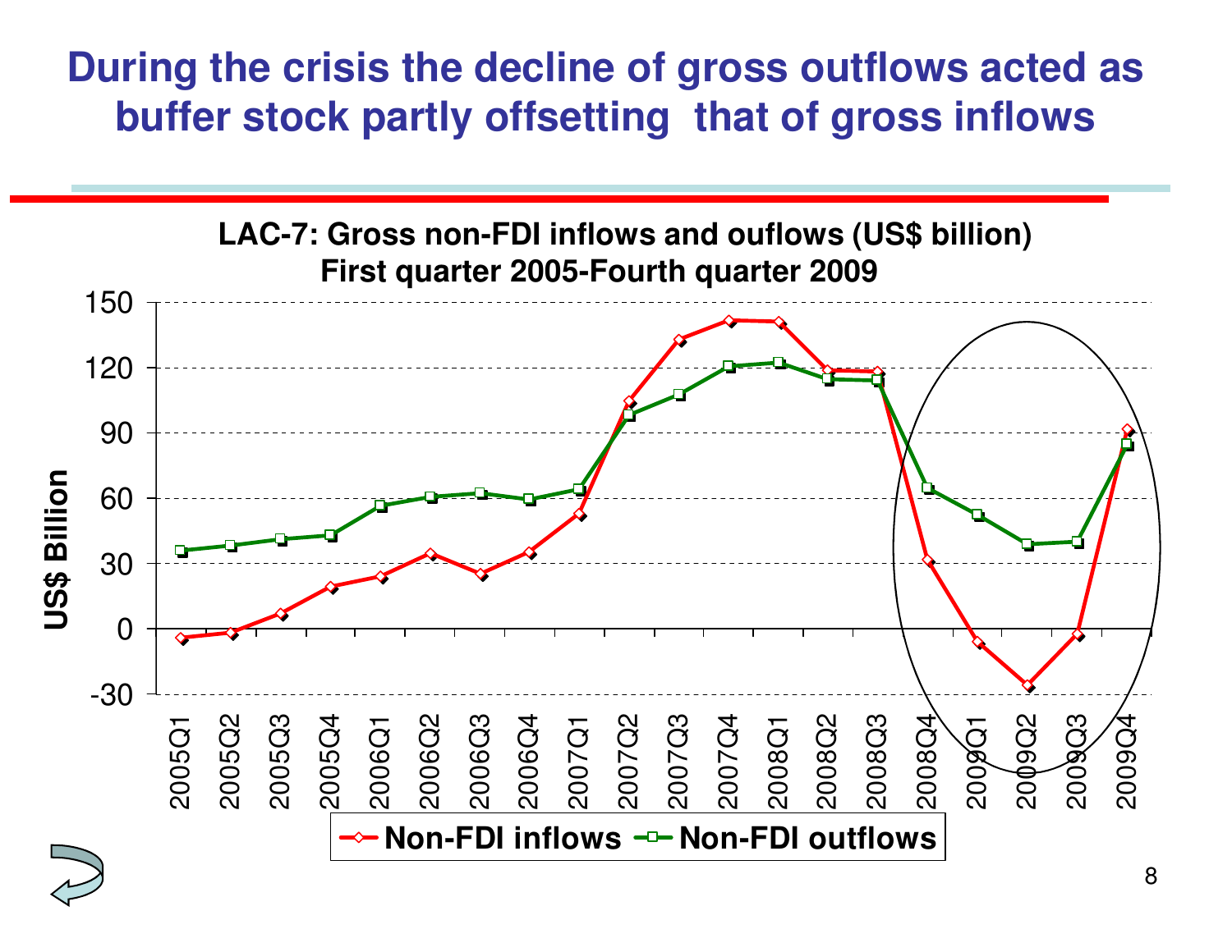# During the crisis the decline of gross outflows acted as buffer stock partly offsetting that of gross inflows

**LAC-7: Gross non-FDI inflows and ouflows (US$ billion)**
**First quarter 2005-Fourth quarter 2009**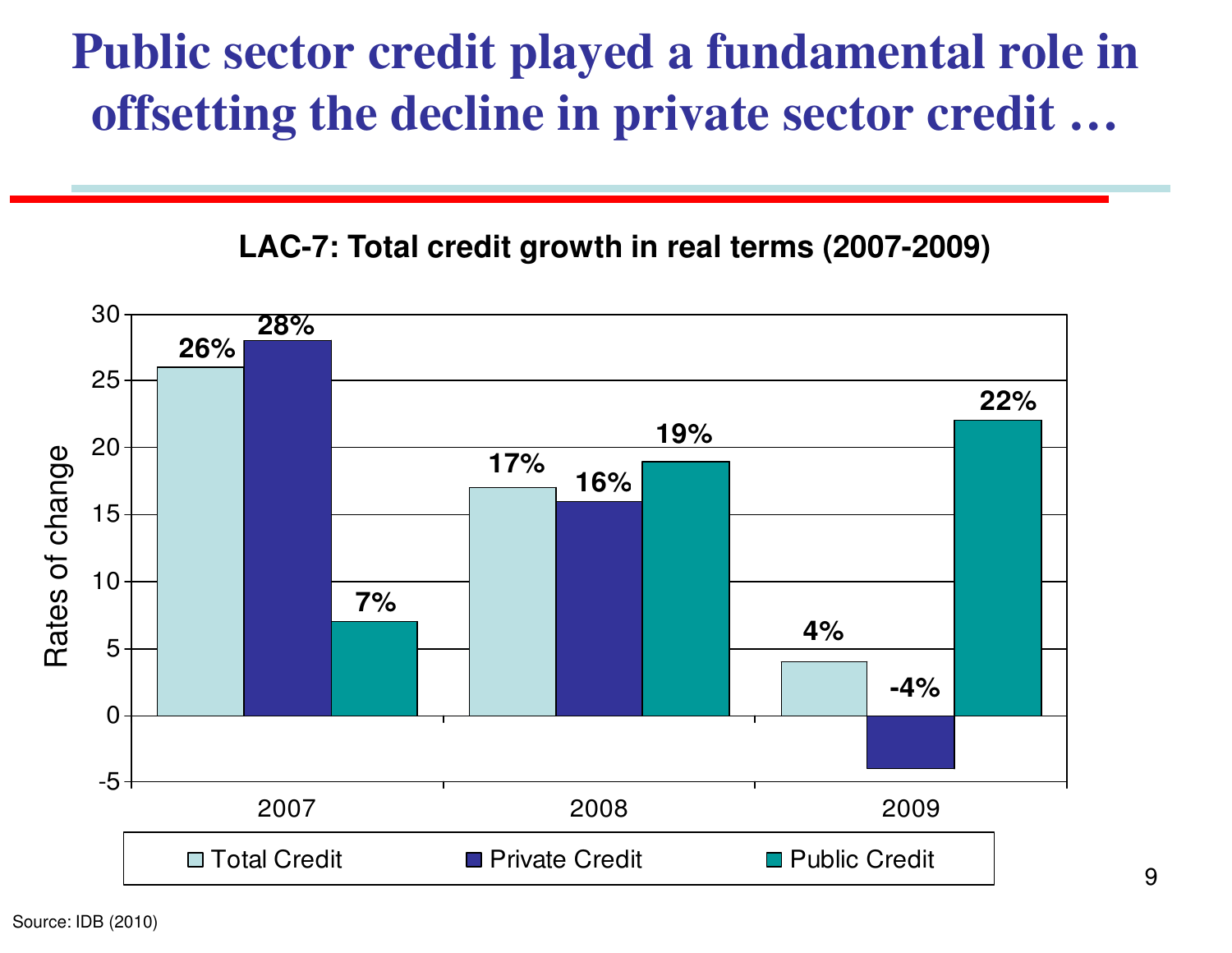# Public sector credit played a fundamental role in offsetting the decline in private sector credit …

**LAC-7: Total credit growth in real terms (2007-2009)**

| | Total Credit | Private Credit | Public Credit |
|---|---|---|---|
| 2007 | 26% | 28% | 7% |
| 2008 | 17% | 16% | 19% |
| 2009 | 4% | -4% | 22% |

Source: IDB (2010)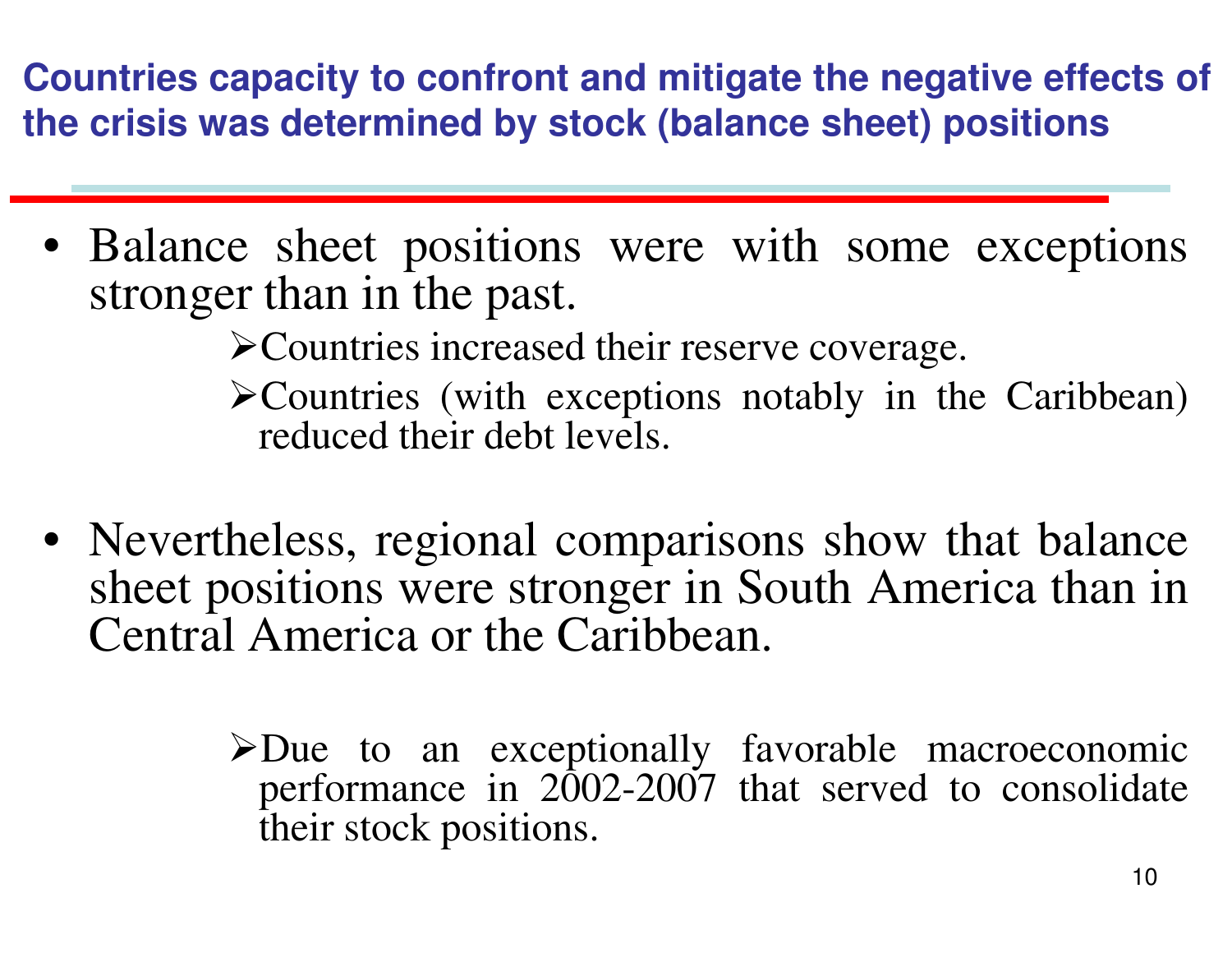## Countries capacity to confront and mitigate the negative effects of the crisis was determined by stock (balance sheet) positions

- Balance sheet positions were with some exceptions stronger than in the past.
  - Countries increased their reserve coverage.
  - Countries (with exceptions notably in the Caribbean) reduced their debt levels.

- Nevertheless, regional comparisons show that balance sheet positions were stronger in South America than in Central America or the Caribbean.
  - Due to an exceptionally favorable macroeconomic performance in 2002-2007 that served to consolidate their stock positions.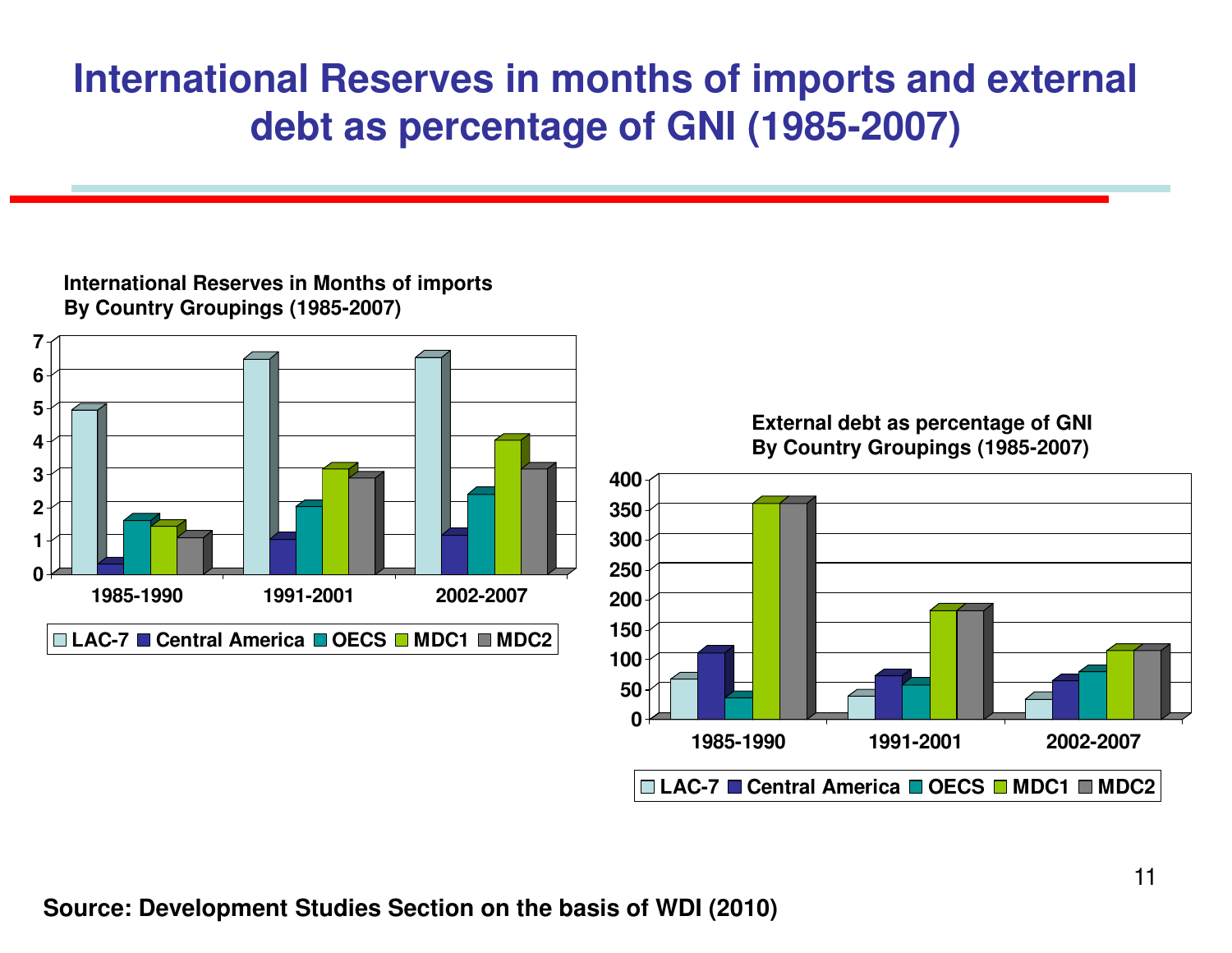# International Reserves in months of imports and external debt as percentage of GNI (1985-2007)

**International Reserves in Months of imports By Country Groupings (1985-2007)**

**External debt as percentage of GNI By Country Groupings (1985-2007)**

**Source: Development Studies Section on the basis of WDI (2010)**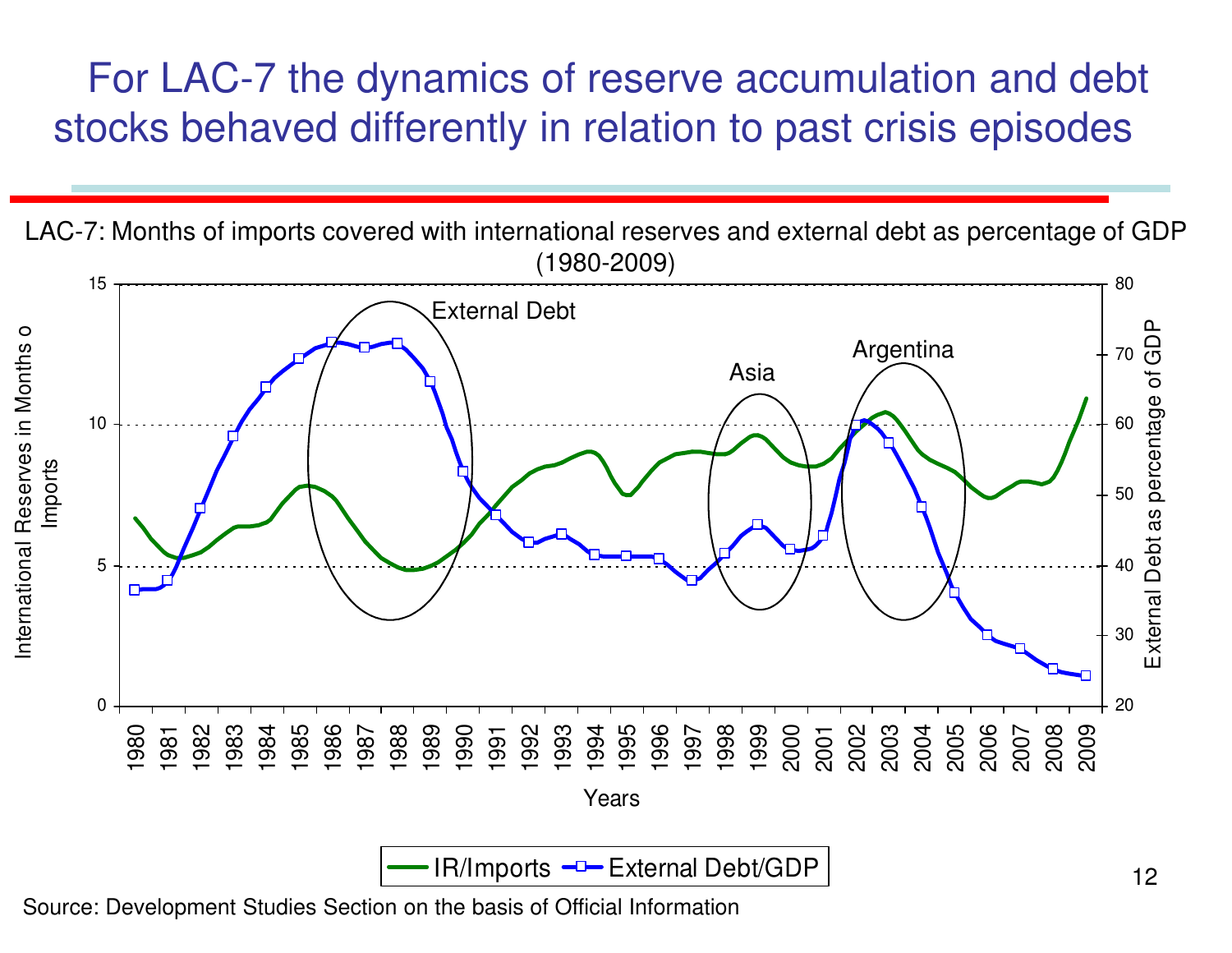# For LAC-7 the dynamics of reserve accumulation and debt stocks behaved differently in relation to past crisis episodes

LAC-7: Months of imports covered with international reserves and external debt as percentage of GDP (1980-2009)

Source: Development Studies Section on the basis of Official Information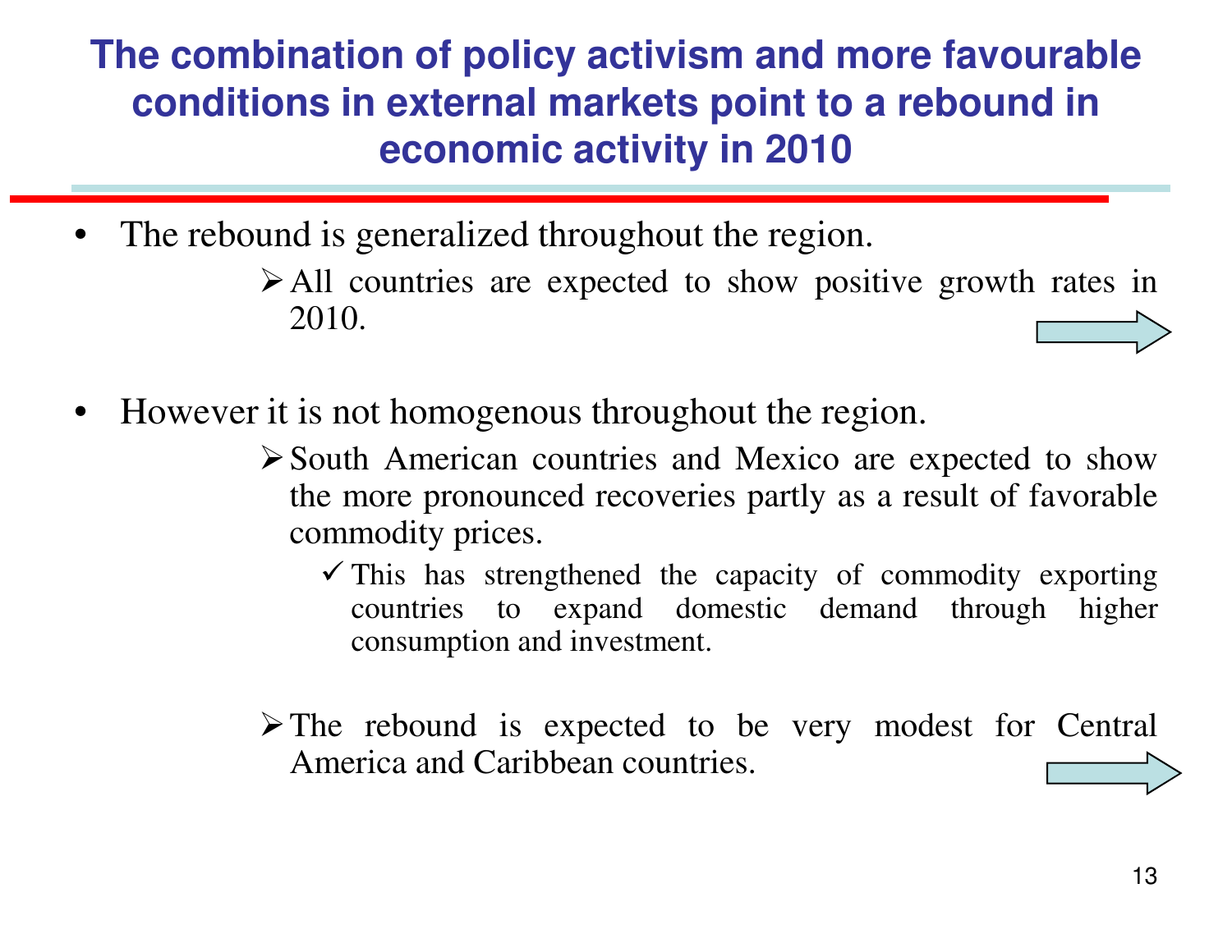# The combination of policy activism and more favourable conditions in external markets point to a rebound in economic activity in 2010

- The rebound is generalized throughout the region.
  - All countries are expected to show positive growth rates in 2010.
- However it is not homogenous throughout the region.
  - South American countries and Mexico are expected to show the more pronounced recoveries partly as a result of favorable commodity prices.
    - This has strengthened the capacity of commodity exporting countries to expand domestic demand through higher consumption and investment.
  - The rebound is expected to be very modest for Central America and Caribbean countries.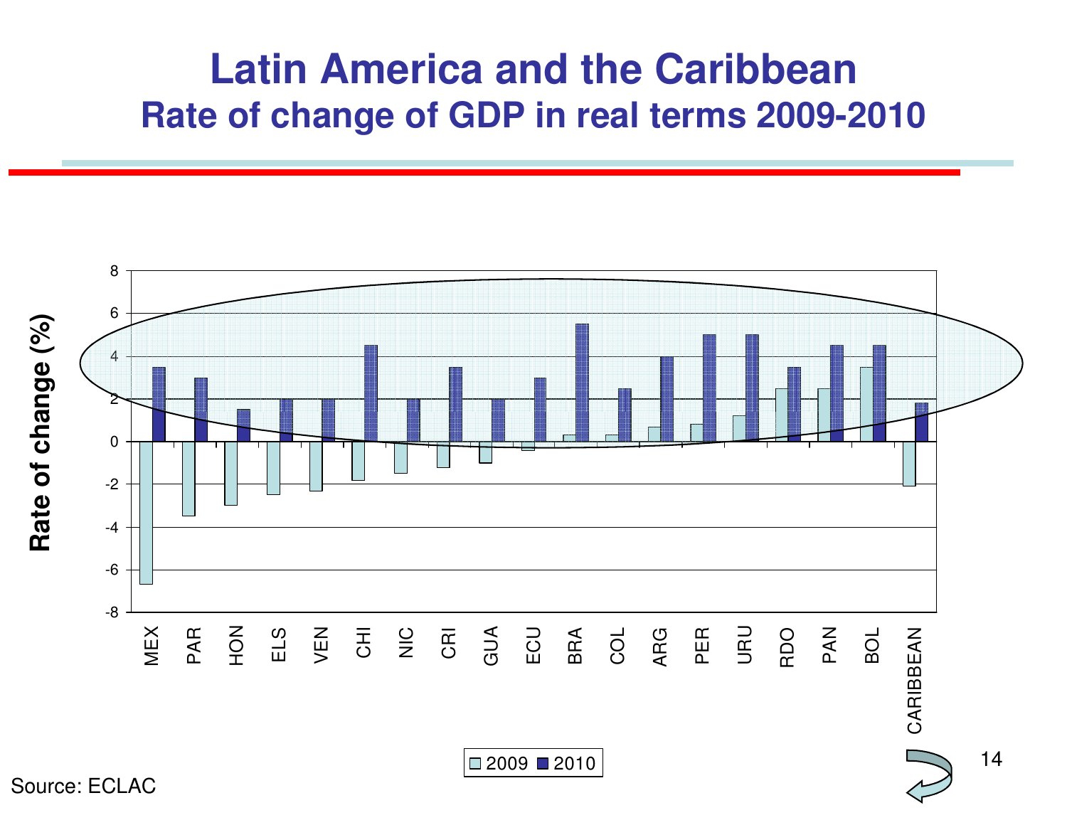# Latin America and the Caribbean

## Rate of change of GDP in real terms 2009-2010

Rate of change (%)

MEX PAR HON ELS VEN CHI NIC CRI GUA ECU BRA COL ARG PER URU RDO PAN BOL CARIBBEAN

2009 2010

Source: ECLAC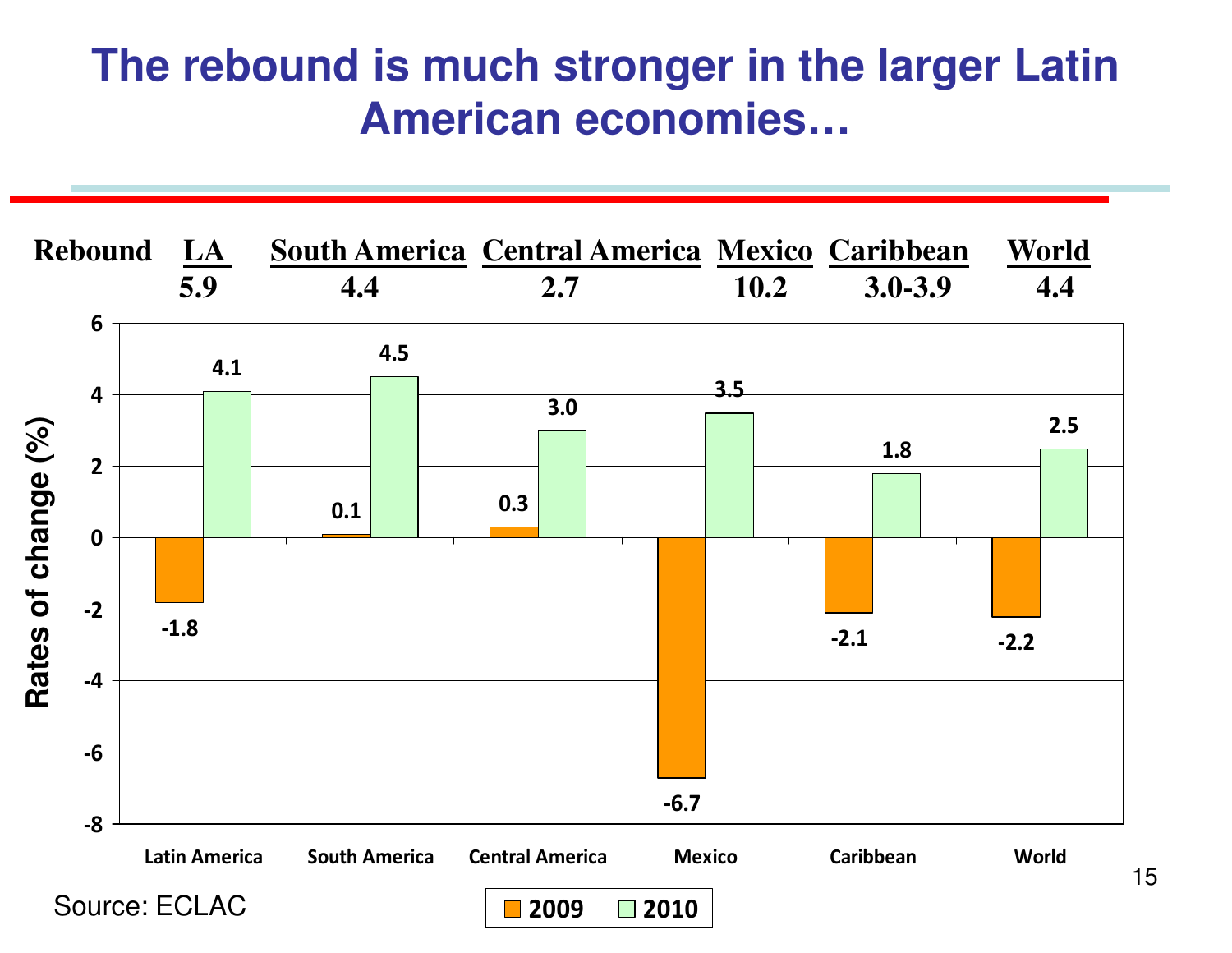# The rebound is much stronger in the larger Latin American economies…

| Rebound | LA | South America | Central America | Mexico | Caribbean | World |
|---|---|---|---|---|---|---|
| | 5.9 | 4.4 | 2.7 | 10.2 | 3.0-3.9 | 4.4 |

Rates of change (%)

| | 2009 | 2010 |
|---|---|---|
| Latin America | -1.8 | 4.1 |
| South America | 0.1 | 4.5 |
| Central America | 0.3 | 3.0 |
| Mexico | -6.7 | 3.5 |
| Caribbean | -2.1 | 1.8 |
| World | -2.2 | 2.5 |

Source: ECLAC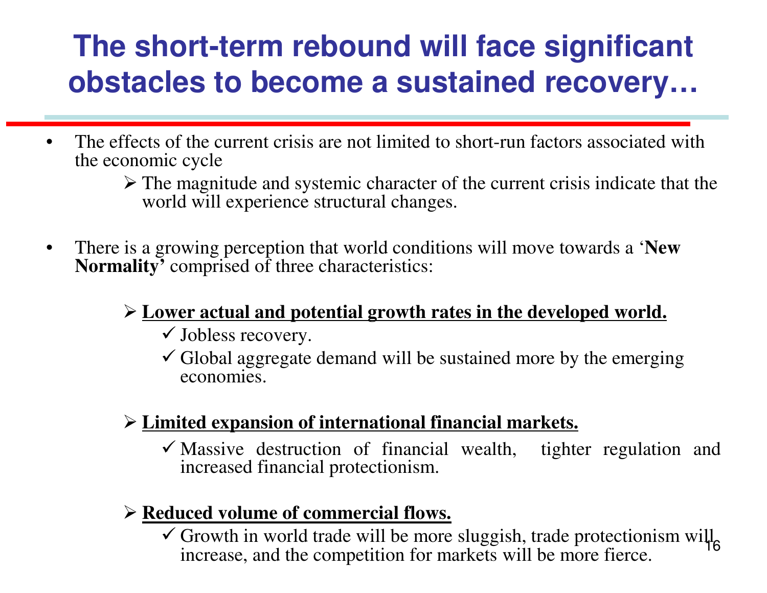# The short-term rebound will face significant obstacles to become a sustained recovery…

- The effects of the current crisis are not limited to short-run factors associated with the economic cycle
  - The magnitude and systemic character of the current crisis indicate that the world will experience structural changes.

- There is a growing perception that world conditions will move towards a '**New Normality'** comprised of three characteristics:

  - **<u>Lower actual and potential growth rates in the developed world.</u>**
    - ✓ Jobless recovery.
    - ✓ Global aggregate demand will be sustained more by the emerging economies.

  - **<u>Limited expansion of international financial markets.</u>**
    - ✓ Massive destruction of financial wealth, tighter regulation and increased financial protectionism.

  - **<u>Reduced volume of commercial flows.</u>**
    - ✓ Growth in world trade will be more sluggish, trade protectionism will increase, and the competition for markets will be more fierce.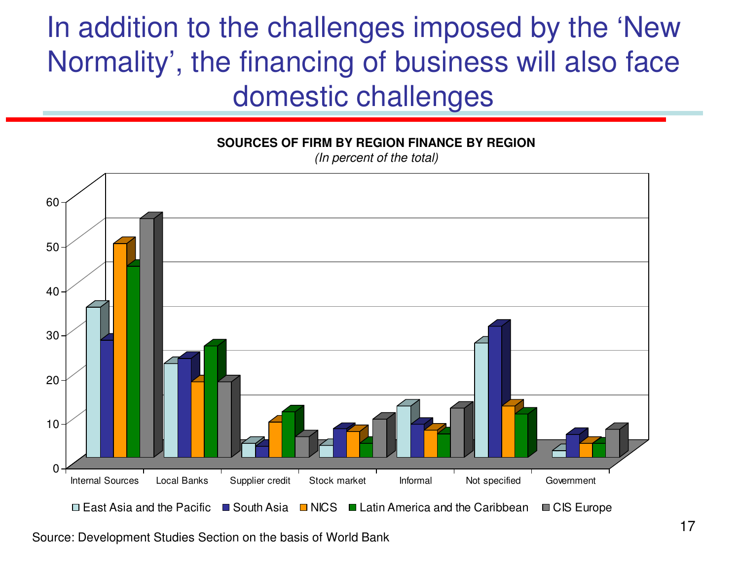# In addition to the challenges imposed by the 'New Normality', the financing of business will also face domestic challenges

**SOURCES OF FIRM BY REGION FINANCE BY REGION**

*(In percent of the total)*

60
50
40
30
20
10
0

Internal Sources | Local Banks | Supplier credit | Stock market | Informal | Not specified | Government

East Asia and the Pacific | South Asia | NICS | Latin America and the Caribbean | CIS Europe

Source: Development Studies Section on the basis of World Bank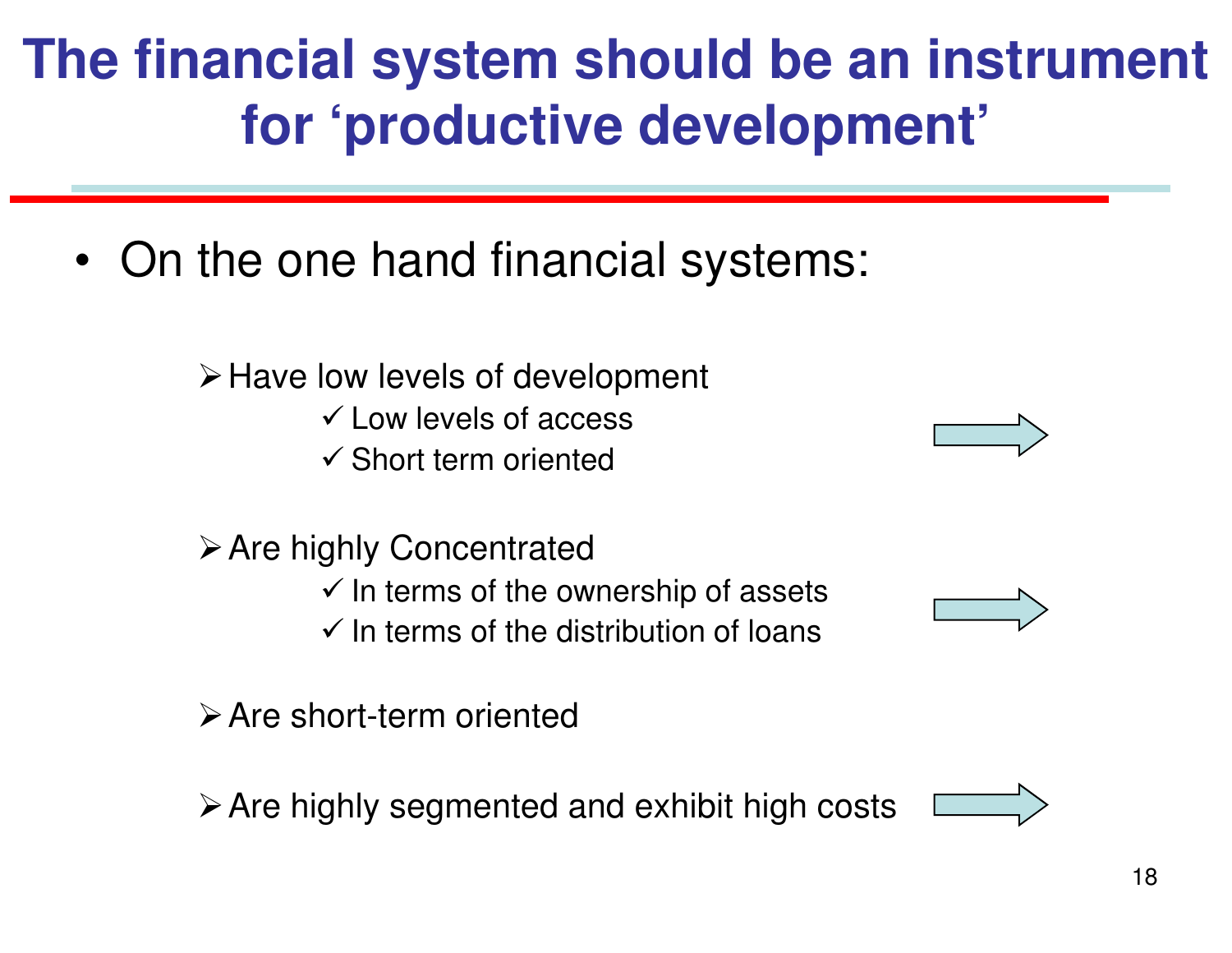# The financial system should be an instrument for 'productive development'

- On the one hand financial systems:
  - Have low levels of development
    - Low levels of access
    - Short term oriented
  - Are highly Concentrated
    - In terms of the ownership of assets
    - In terms of the distribution of loans
  - Are short-term oriented
  - Are highly segmented and exhibit high costs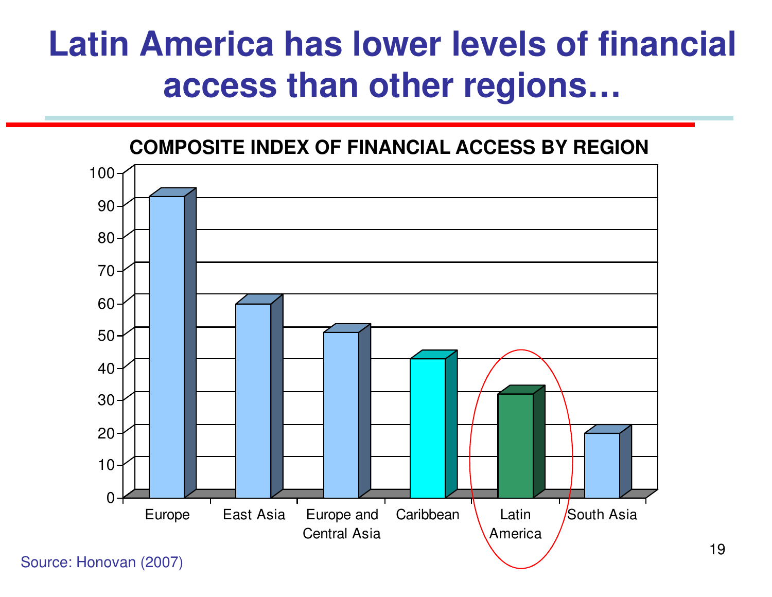# Latin America has lower levels of financial access than other regions…

**COMPOSITE INDEX OF FINANCIAL ACCESS BY REGION**

| Region | Index (approx.) |
|---|---|
| Europe | 92 |
| East Asia | 59 |
| Europe and Central Asia | 50 |
| Caribbean | 42 |
| Latin America | 31 |
| South Asia | 19 |

Source: Honovan (2007)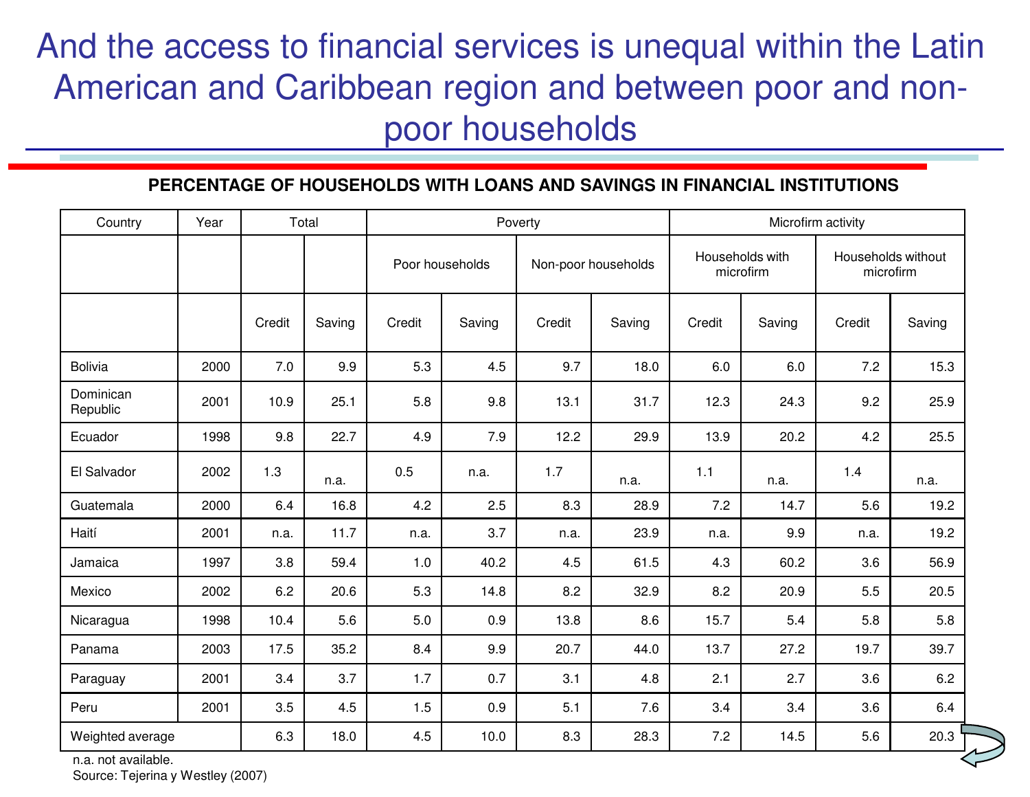# And the access to financial services is unequal within the Latin American and Caribbean region and between poor and non-poor households

**PERCENTAGE OF HOUSEHOLDS WITH LOANS AND SAVINGS IN FINANCIAL INSTITUTIONS**

| Country | Year | Total | | Poverty | | | | Microfirm activity | | | |
|---|---|---|---|---|---|---|---|---|---|---|---|
| | | | | Poor households | | Non-poor households | | Households with microfirm | | Households without microfirm | |
| | | Credit | Saving | Credit | Saving | Credit | Saving | Credit | Saving | Credit | Saving |
| Bolivia | 2000 | 7.0 | 9.9 | 5.3 | 4.5 | 9.7 | 18.0 | 6.0 | 6.0 | 7.2 | 15.3 |
| Dominican Republic | 2001 | 10.9 | 25.1 | 5.8 | 9.8 | 13.1 | 31.7 | 12.3 | 24.3 | 9.2 | 25.9 |
| Ecuador | 1998 | 9.8 | 22.7 | 4.9 | 7.9 | 12.2 | 29.9 | 13.9 | 20.2 | 4.2 | 25.5 |
| El Salvador | 2002 | 1.3 | n.a. | 0.5 | n.a. | 1.7 | n.a. | 1.1 | n.a. | 1.4 | n.a. |
| Guatemala | 2000 | 6.4 | 16.8 | 4.2 | 2.5 | 8.3 | 28.9 | 7.2 | 14.7 | 5.6 | 19.2 |
| Haití | 2001 | n.a. | 11.7 | n.a. | 3.7 | n.a. | 23.9 | n.a. | 9.9 | n.a. | 19.2 |
| Jamaica | 1997 | 3.8 | 59.4 | 1.0 | 40.2 | 4.5 | 61.5 | 4.3 | 60.2 | 3.6 | 56.9 |
| Mexico | 2002 | 6.2 | 20.6 | 5.3 | 14.8 | 8.2 | 32.9 | 8.2 | 20.9 | 5.5 | 20.5 |
| Nicaragua | 1998 | 10.4 | 5.6 | 5.0 | 0.9 | 13.8 | 8.6 | 15.7 | 5.4 | 5.8 | 5.8 |
| Panama | 2003 | 17.5 | 35.2 | 8.4 | 9.9 | 20.7 | 44.0 | 13.7 | 27.2 | 19.7 | 39.7 |
| Paraguay | 2001 | 3.4 | 3.7 | 1.7 | 0.7 | 3.1 | 4.8 | 2.1 | 2.7 | 3.6 | 6.2 |
| Peru | 2001 | 3.5 | 4.5 | 1.5 | 0.9 | 5.1 | 7.6 | 3.4 | 3.4 | 3.6 | 6.4 |
| Weighted average | | 6.3 | 18.0 | 4.5 | 10.0 | 8.3 | 28.3 | 7.2 | 14.5 | 5.6 | 20.3 |

n.a. not available.
Source: Tejerina y Westley (2007)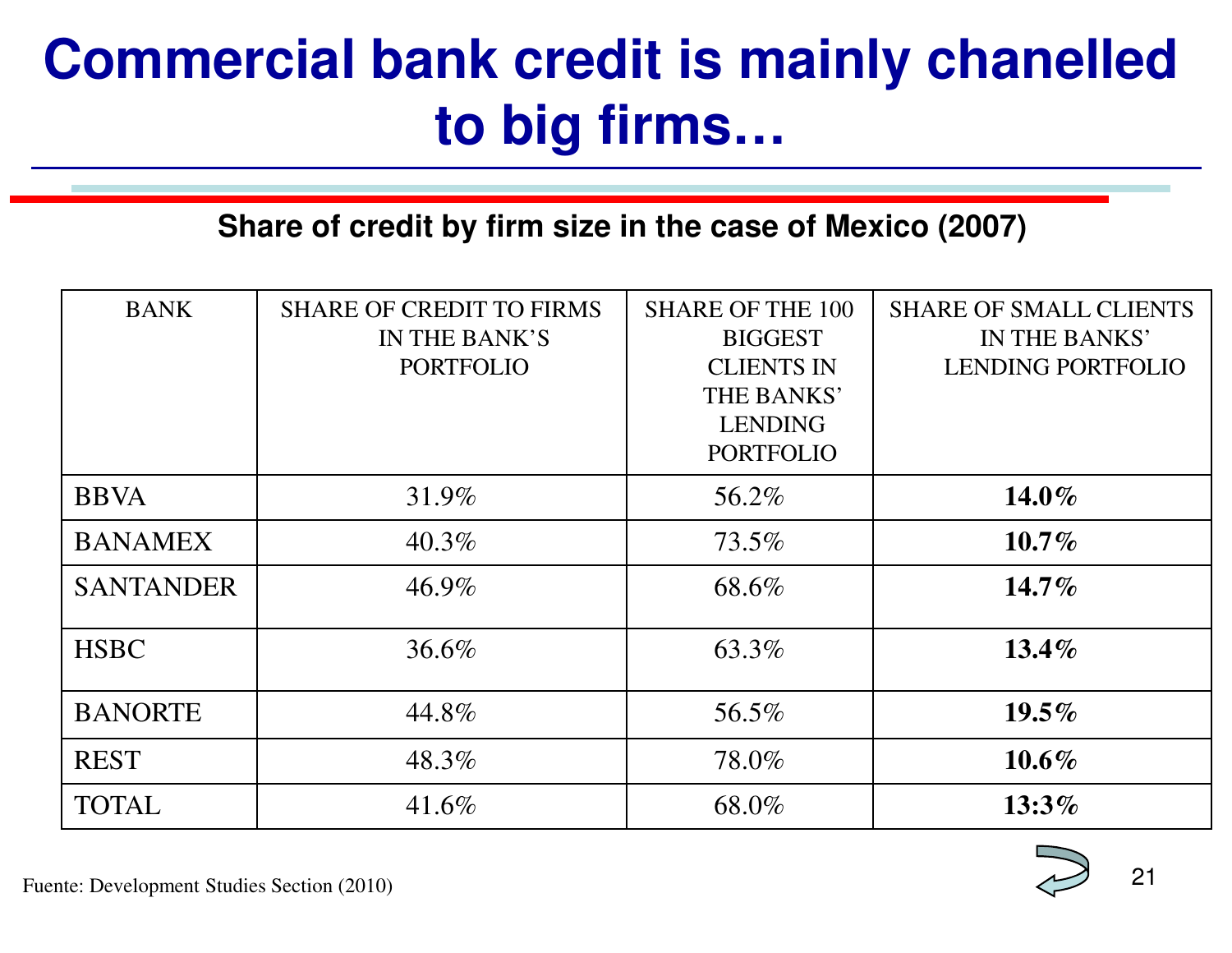# Commercial bank credit is mainly chanelled to big firms…

**Share of credit by firm size in the case of Mexico (2007)**

| BANK | SHARE OF CREDIT TO FIRMS IN THE BANK'S PORTFOLIO | SHARE OF THE 100 BIGGEST CLIENTS IN THE BANKS' LENDING PORTFOLIO | SHARE OF SMALL CLIENTS IN THE BANKS' LENDING PORTFOLIO |
|---|---|---|---|
| BBVA | 31.9% | 56.2% | **14.0%** |
| BANAMEX | 40.3% | 73.5% | **10.7%** |
| SANTANDER | 46.9% | 68.6% | **14.7%** |
| HSBC | 36.6% | 63.3% | **13.4%** |
| BANORTE | 44.8% | 56.5% | **19.5%** |
| REST | 48.3% | 78.0% | **10.6%** |
| TOTAL | 41.6% | 68.0% | **13:3%** |

Fuente: Development Studies Section (2010)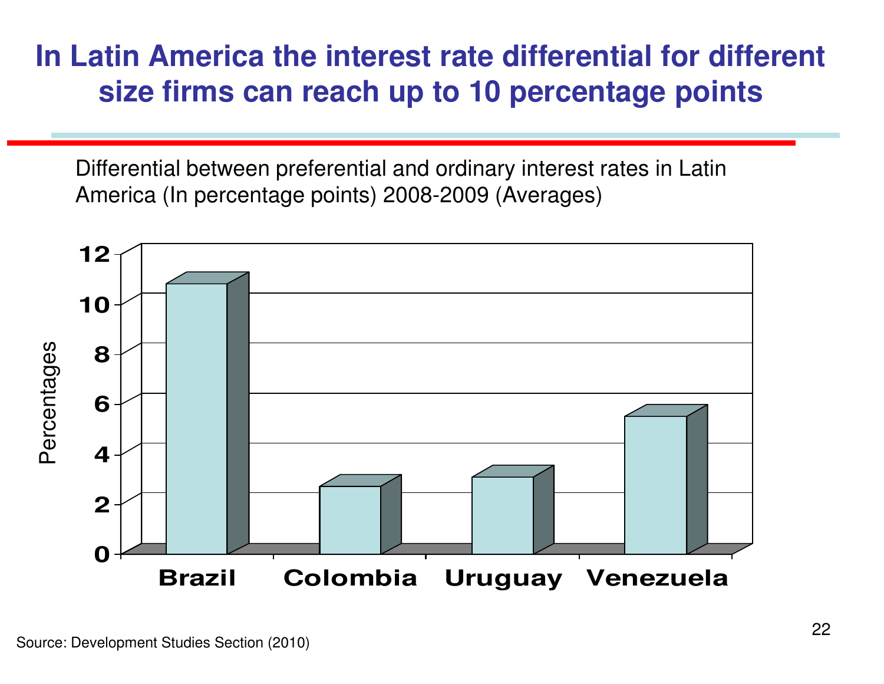# In Latin America the interest rate differential for different size firms can reach up to 10 percentage points

Differential between preferential and ordinary interest rates in Latin America (In percentage points) 2008-2009 (Averages)

| Country | Percentages |
|---|---|
| Brazil | ~10.7 |
| Colombia | ~2.6 |
| Uruguay | ~3.0 |
| Venezuela | ~5.4 |

Source: Development Studies Section (2010)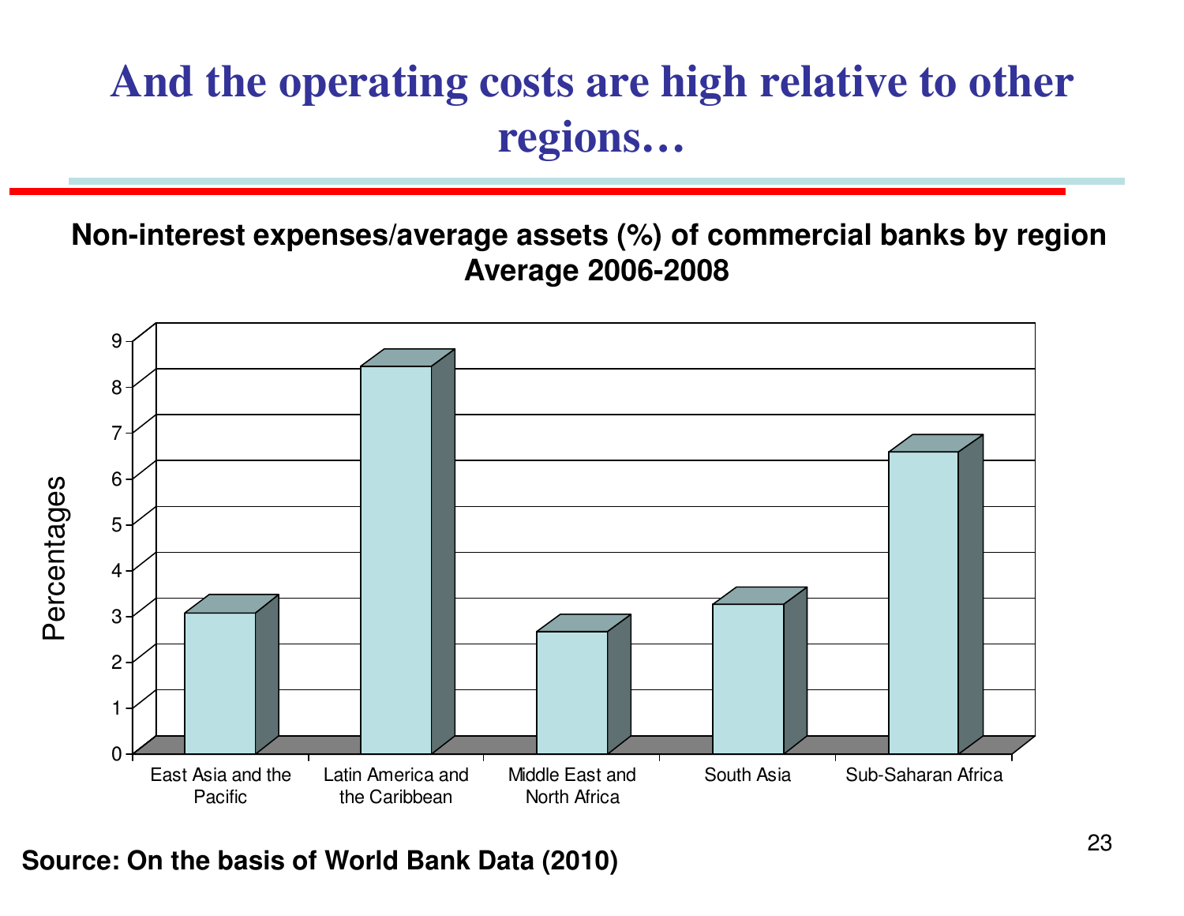# And the operating costs are high relative to other regions…

**Non-interest expenses/average assets (%) of commercial banks by region**
**Average 2006-2008**

**Source: On the basis of World Bank Data (2010)**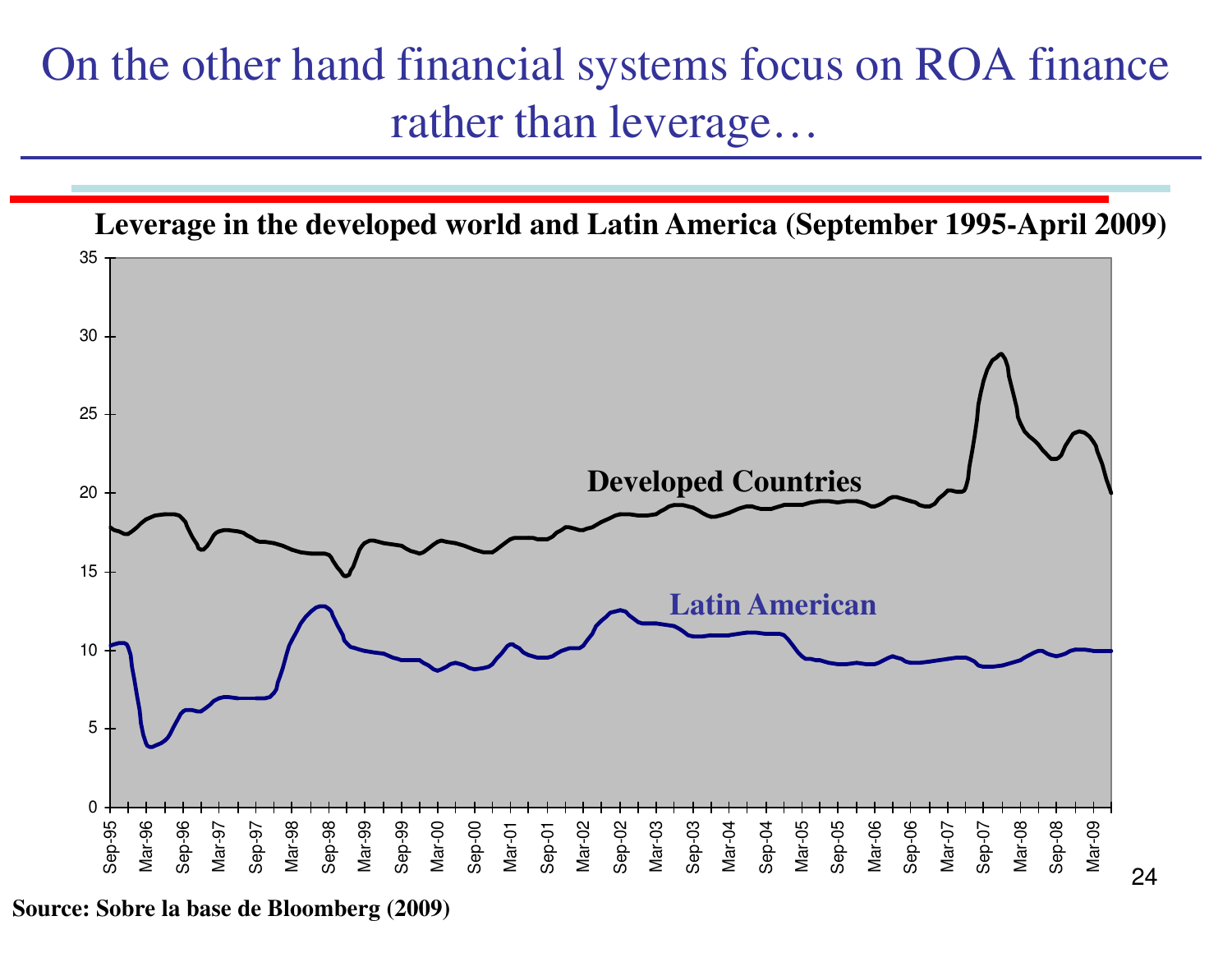# On the other hand financial systems focus on ROA finance rather than leverage…

**Leverage in the developed world and Latin America (September 1995-April 2009)**

**Source: Sobre la base de Bloomberg (2009)**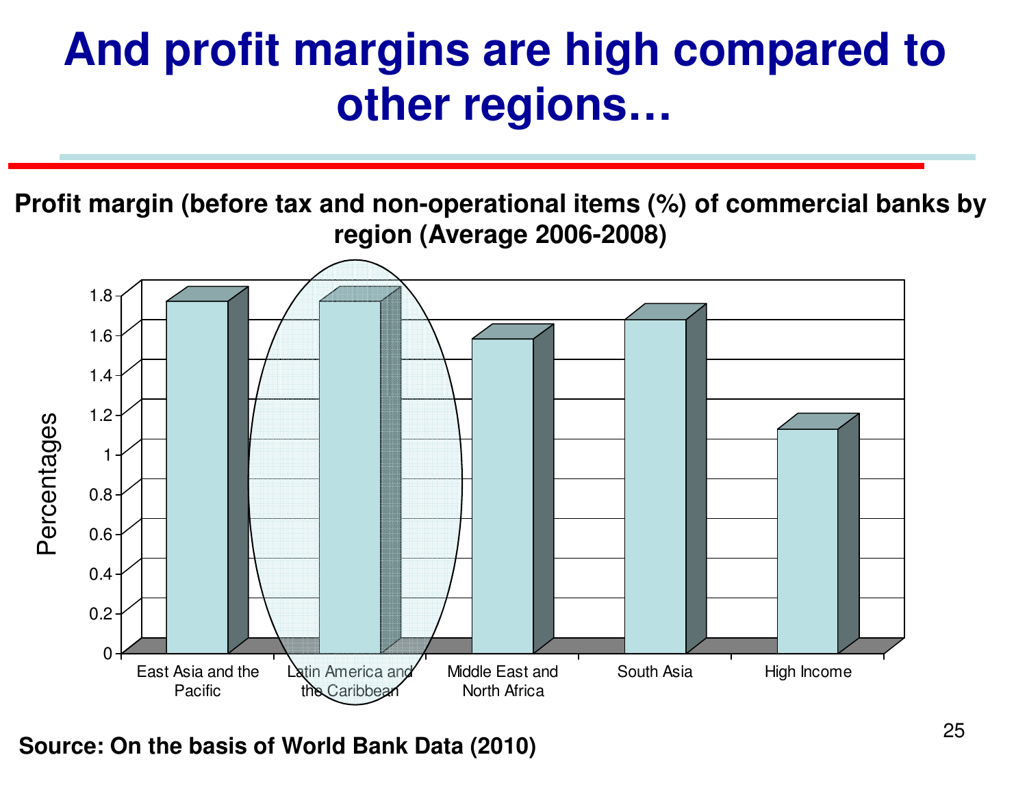# And profit margins are high compared to other regions…

**Profit margin (before tax and non-operational items (%) of commercial banks by region (Average 2006-2008)**

Percentages

1.8
1.6
1.4
1.2
1
0.8
0.6
0.4
0.2
0

East Asia and the Pacific | Latin America and the Caribbean | Middle East and North Africa | South Asia | High Income

**Source: On the basis of World Bank Data (2010)**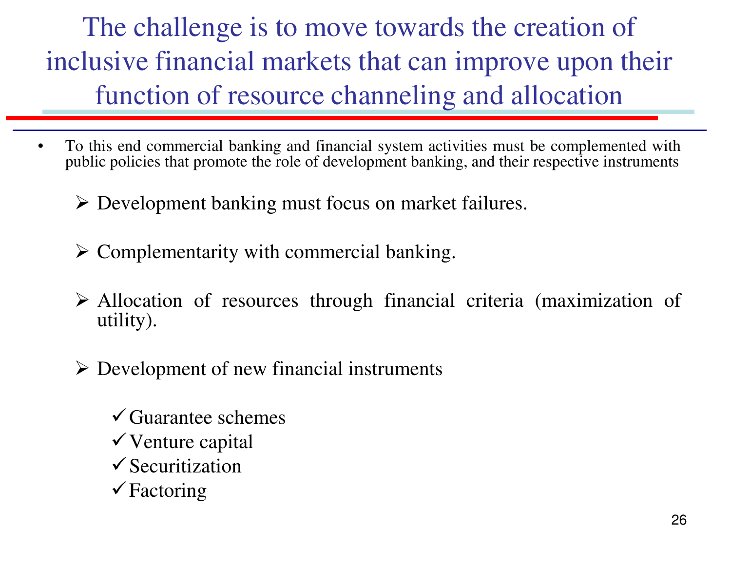# The challenge is to move towards the creation of inclusive financial markets that can improve upon their function of resource channeling and allocation

- To this end commercial banking and financial system activities must be complemented with public policies that promote the role of development banking, and their respective instruments

  - Development banking must focus on market failures.

  - Complementarity with commercial banking.

  - Allocation of resources through financial criteria (maximization of utility).

  - Development of new financial instruments

    - ✓ Guarantee schemes
    - ✓ Venture capital
    - ✓ Securitization
    - ✓ Factoring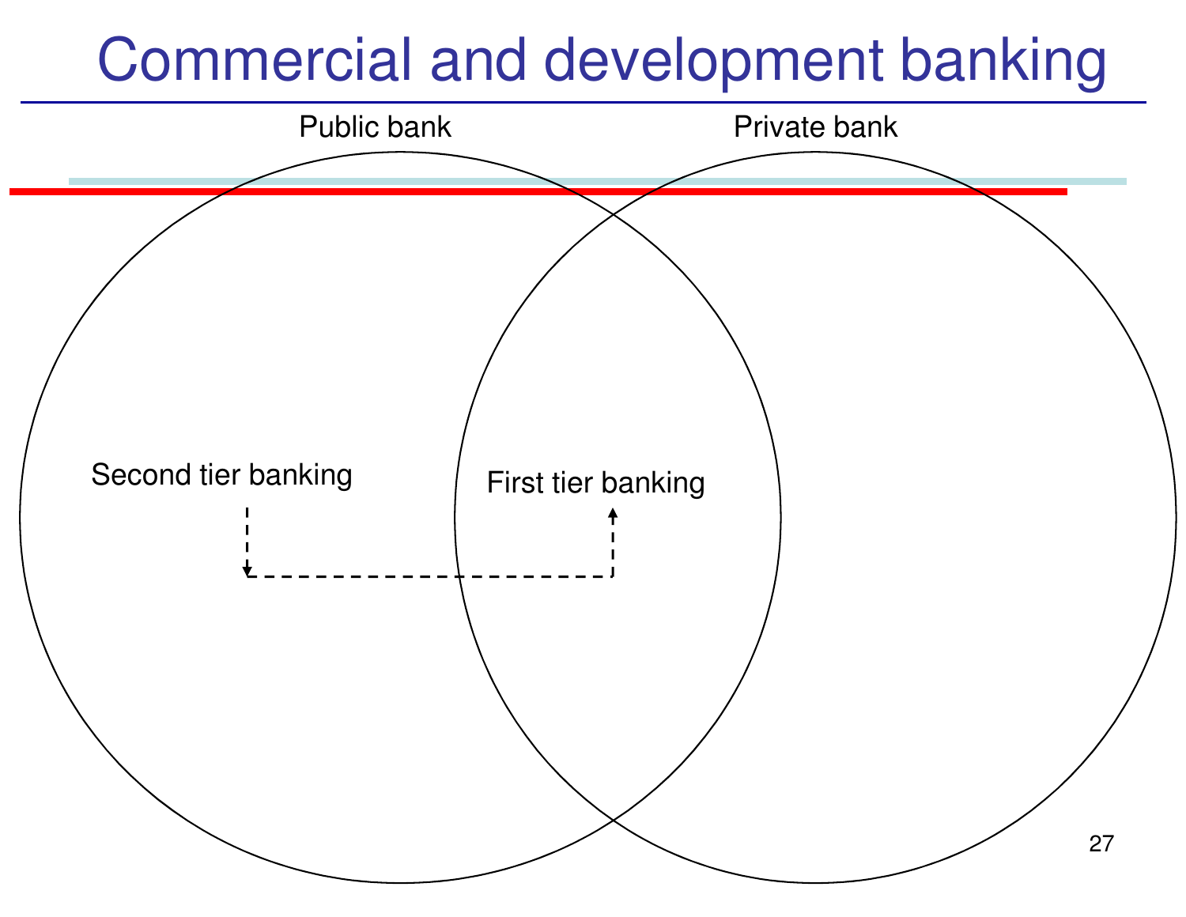# Commercial and development banking

Public bank

Private bank

Second tier banking

First tier banking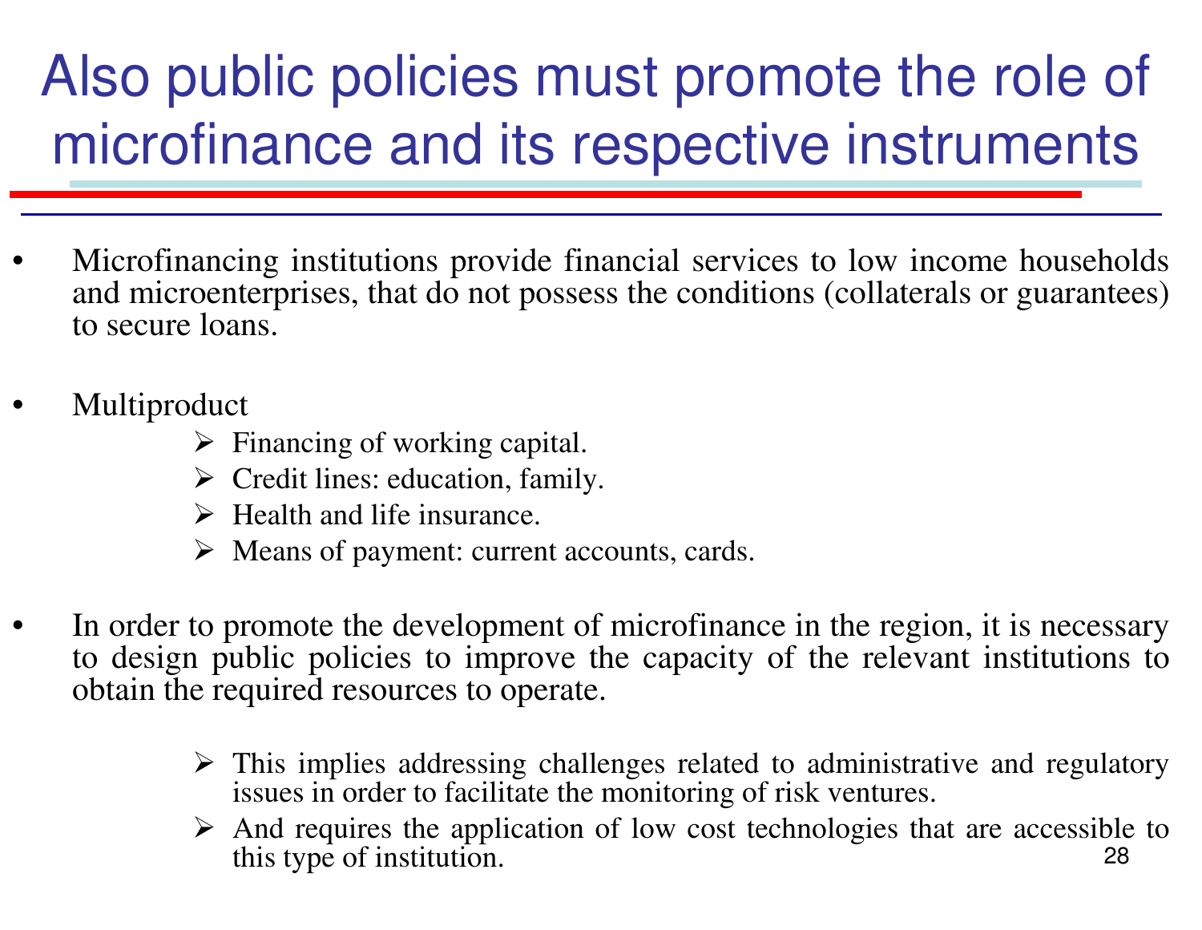# Also public policies must promote the role of microfinance and its respective instruments

- Microfinancing institutions provide financial services to low income households and microenterprises, that do not possess the conditions (collaterals or guarantees) to secure loans.

- Multiproduct
  - Financing of working capital.
  - Credit lines: education, family.
  - Health and life insurance.
  - Means of payment: current accounts, cards.

- In order to promote the development of microfinance in the region, it is necessary to design public policies to improve the capacity of the relevant institutions to obtain the required resources to operate.
  - This implies addressing challenges related to administrative and regulatory issues in order to facilitate the monitoring of risk ventures.
  - And requires the application of low cost technologies that are accessible to this type of institution.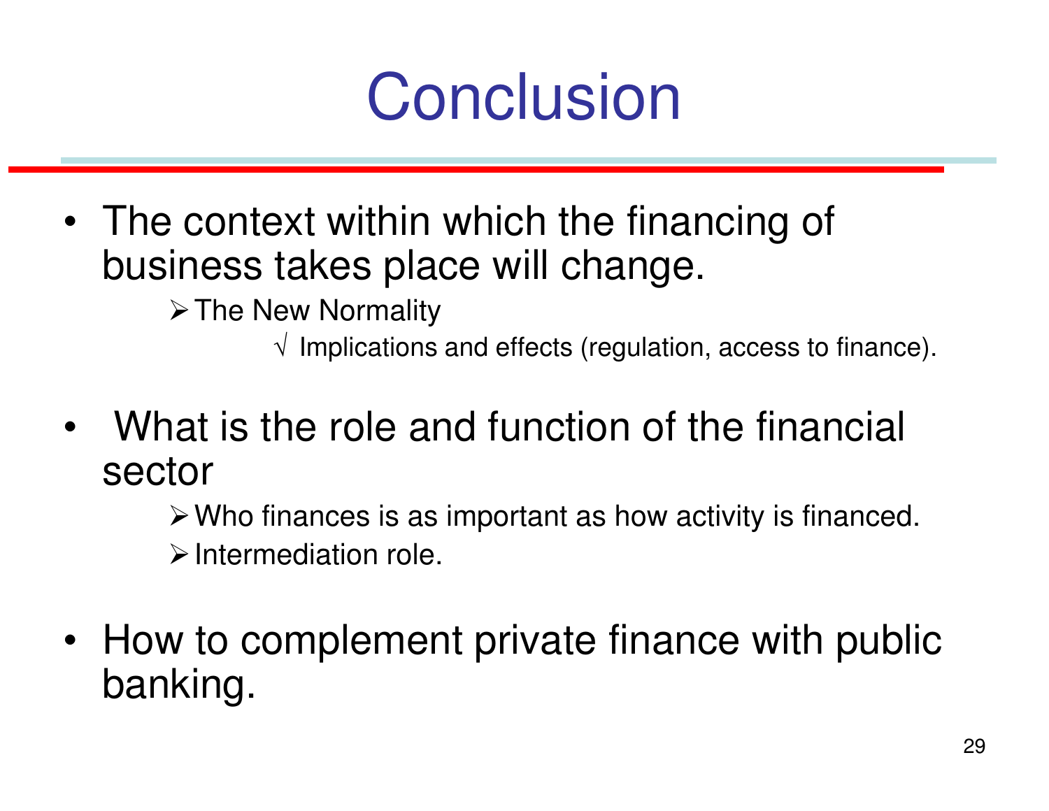# Conclusion

- The context within which the financing of business takes place will change.
  - The New Normality
    - √ Implications and effects (regulation, access to finance).

- What is the role and function of the financial sector
  - Who finances is as important as how activity is financed.
  - Intermediation role.

- How to complement private finance with public banking.